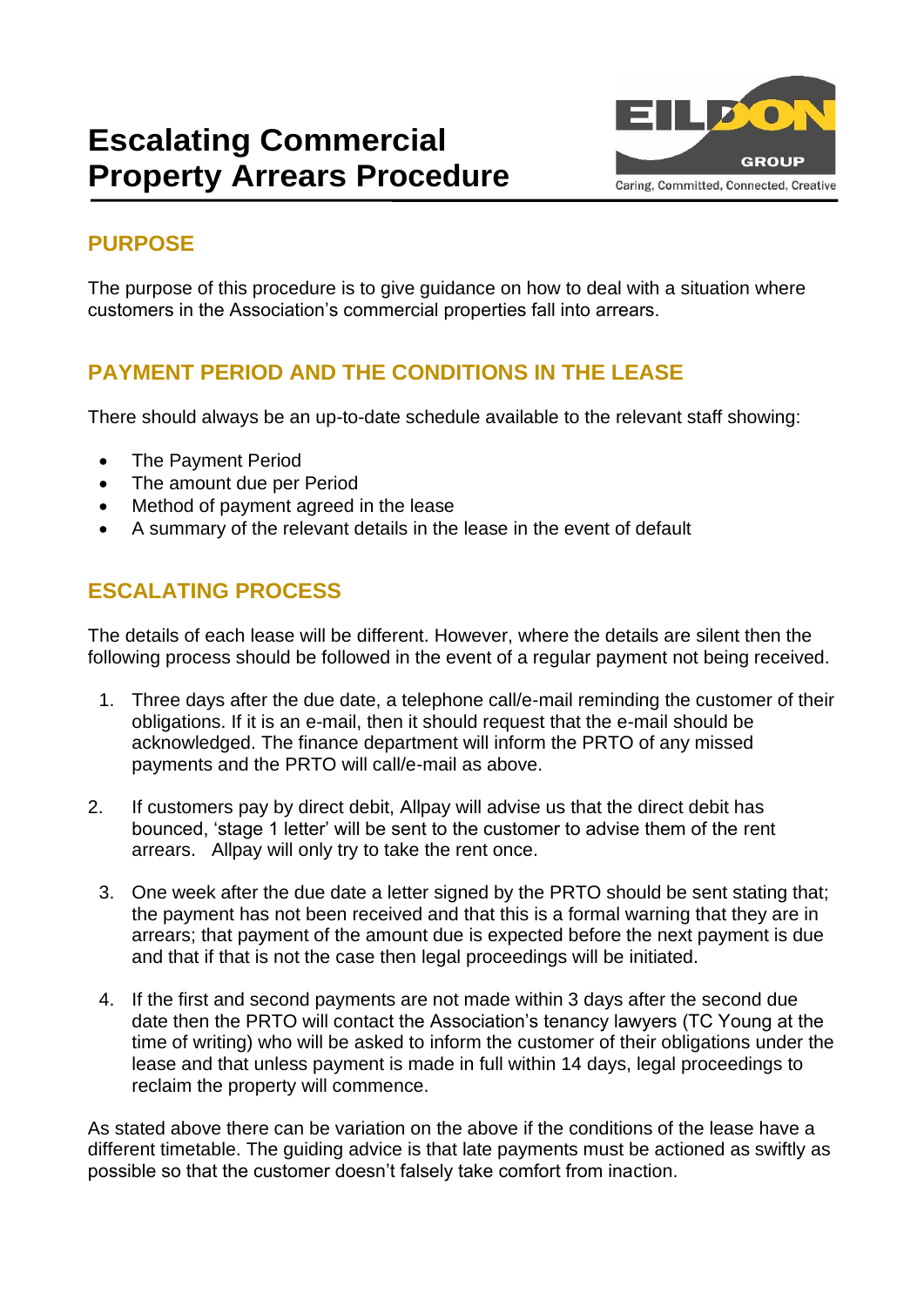# Escalating Commercial Property Arrears Procedure

## PURPOSE

The purpose of this procedure is to give guidance on how to deal with a situation where customers in the Association's commercial properties fall into arrears.

## PAYMENT PERIOD AND THE CONDITIONS IN THE LEASE

There should always be an up-to-date schedule available to the relevant staff showing:

- The Payment Period
- The amount due per Period
- Method of payment agreed in the lease
- A summary of the relevant details in the lease in the event of default

## ESCALATING PROCESS

The details of each lease will be different. However, where the details are silent then the following process should be followed in the event of a regular payment not being received.

1. Three days after the due date, a telephone call/e-mail reminding the customer of their obligations. If it is an e-mail, then it should request that the e-mail should be acknowledged. The finance department will inform the PRTO of any missed payments and the PRTO will call/e-mail as above.

2. If customers pay by direct debit, Allpay will advise us that the direct debit has bounced, 'stage 1 letter' will be sent to the customer to advise them of the rent arrears. Allpay will only try to take the rent once.

3. One week after the due date a letter signed by the PRTO should be sent stating that; the payment has not been received and that this is a formal warning that they are in arrears; that payment of the amount due is expected before the next payment is due and that if that is not the case then legal proceedings will be initiated.

4. If the first and second payments are not made within 3 days after the second due date then the PRTO will contact the Association's tenancy lawyers (TC Young at the time of writing) who will be asked to inform the customer of their obligations under the lease and that unless payment is made in full within 14 days, legal proceedings to reclaim the property will commence.

As stated above there can be variation on the above if the conditions of the lease have a different timetable. The guiding advice is that late payments must be actioned as swiftly as possible so that the customer doesn't falsely take comfort from inaction.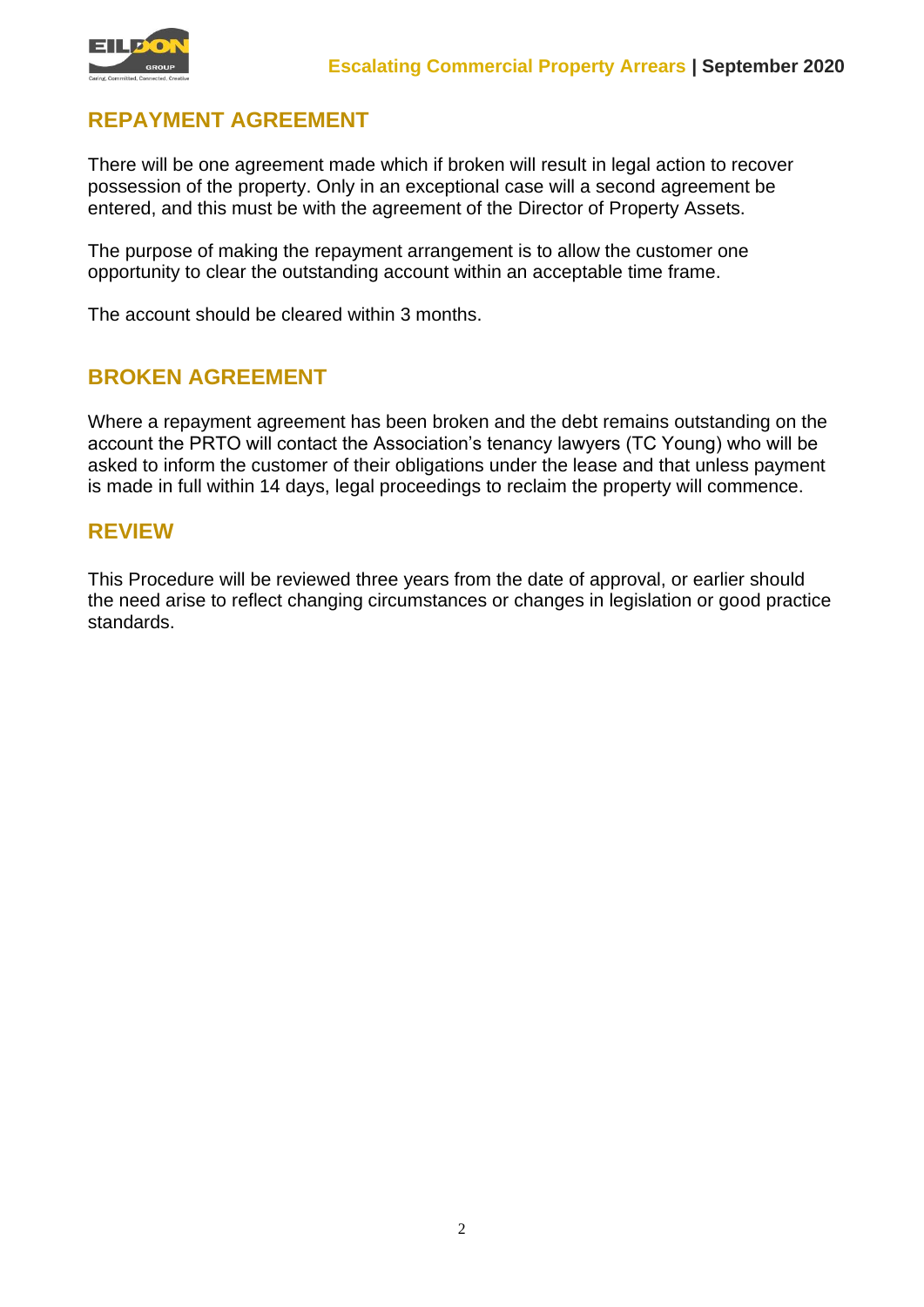## REPAYMENT AGREEMENT

There will be one agreement made which if broken will result in legal action to recover possession of the property. Only in an exceptional case will a second agreement be entered, and this must be with the agreement of the Director of Property Assets.

The purpose of making the repayment arrangement is to allow the customer one opportunity to clear the outstanding account within an acceptable time frame.

The account should be cleared within 3 months.

## BROKEN AGREEMENT

Where a repayment agreement has been broken and the debt remains outstanding on the account the PRTO will contact the Association's tenancy lawyers (TC Young) who will be asked to inform the customer of their obligations under the lease and that unless payment is made in full within 14 days, legal proceedings to reclaim the property will commence.

## REVIEW

This Procedure will be reviewed three years from the date of approval, or earlier should the need arise to reflect changing circumstances or changes in legislation or good practice standards.